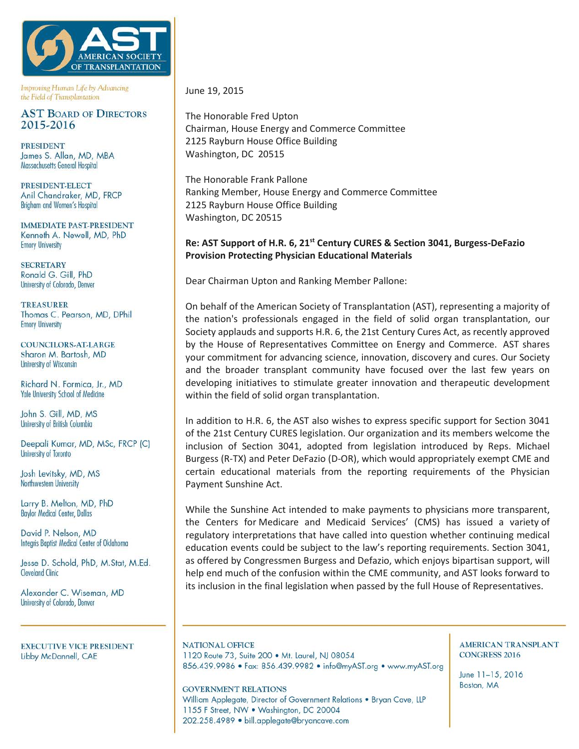AST AMERICAN SOCIETY OF TRANSPLANTATION

*Improving Human Life by Advancing the Field of Transplantation*

**AST BOARD OF DIRECTORS 2015-2016**

PRESIDENT
James S. Allan, MD, MBA
Massachusetts General Hospital

PRESIDENT-ELECT
Anil Chandraker, MD, FRCP
Brigham and Women's Hospital

IMMEDIATE PAST-PRESIDENT
Kenneth A. Newell, MD, PhD
Emory University

SECRETARY
Ronald G. Gill, PhD
University of Colorado, Denver

TREASURER
Thomas C. Pearson, MD, DPhil
Emory University

COUNCILORS-AT-LARGE
Sharon M. Bartosh, MD
University of Wisconsin

Richard N. Formica, Jr., MD
Yale University School of Medicine

John S. Gill, MD, MS
University of British Columbia

Deepali Kumar, MD, MSc, FRCP (C)
University of Toronto

Josh Levitsky, MD, MS
Northwestern University

Larry B. Melton, MD, PhD
Baylor Medical Center, Dallas

David P. Nelson, MD
Integris Baptist Medical Center of Oklahoma

Jesse D. Schold, PhD, M.Stat, M.Ed.
Cleveland Clinic

Alexander C. Wiseman, MD
University of Colorado, Denver

EXECUTIVE VICE PRESIDENT
Libby McDonnell, CAE

June 19, 2015

The Honorable Fred Upton
Chairman, House Energy and Commerce Committee
2125 Rayburn House Office Building
Washington, DC 20515

The Honorable Frank Pallone
Ranking Member, House Energy and Commerce Committee
2125 Rayburn House Office Building
Washington, DC 20515

**Re: AST Support of H.R. 6, 21st Century CURES & Section 3041, Burgess-DeFazio Provision Protecting Physician Educational Materials**

Dear Chairman Upton and Ranking Member Pallone:

On behalf of the American Society of Transplantation (AST), representing a majority of the nation's professionals engaged in the field of solid organ transplantation, our Society applauds and supports H.R. 6, the 21st Century Cures Act, as recently approved by the House of Representatives Committee on Energy and Commerce. AST shares your commitment for advancing science, innovation, discovery and cures. Our Society and the broader transplant community have focused over the last few years on developing initiatives to stimulate greater innovation and therapeutic development within the field of solid organ transplantation.

In addition to H.R. 6, the AST also wishes to express specific support for Section 3041 of the 21st Century CURES legislation. Our organization and its members welcome the inclusion of Section 3041, adopted from legislation introduced by Reps. Michael Burgess (R-TX) and Peter DeFazio (D-OR), which would appropriately exempt CME and certain educational materials from the reporting requirements of the Physician Payment Sunshine Act.

While the Sunshine Act intended to make payments to physicians more transparent, the Centers for Medicare and Medicaid Services' (CMS) has issued a variety of regulatory interpretations that have called into question whether continuing medical education events could be subject to the law's reporting requirements. Section 3041, as offered by Congressmen Burgess and Defazio, which enjoys bipartisan support, will help end much of the confusion within the CME community, and AST looks forward to its inclusion in the final legislation when passed by the full House of Representatives.

NATIONAL OFFICE
1120 Route 73, Suite 200 • Mt. Laurel, NJ 08054
856.439.9986 • Fax: 856.439.9982 • info@myAST.org • www.myAST.org

GOVERNMENT RELATIONS
William Applegate, Director of Government Relations • Bryan Cave, LLP
1155 F Street, NW • Washington, DC 20004
202.258.4989 • bill.applegate@bryancave.com

AMERICAN TRANSPLANT CONGRESS 2016
June 11–15, 2016
Boston, MA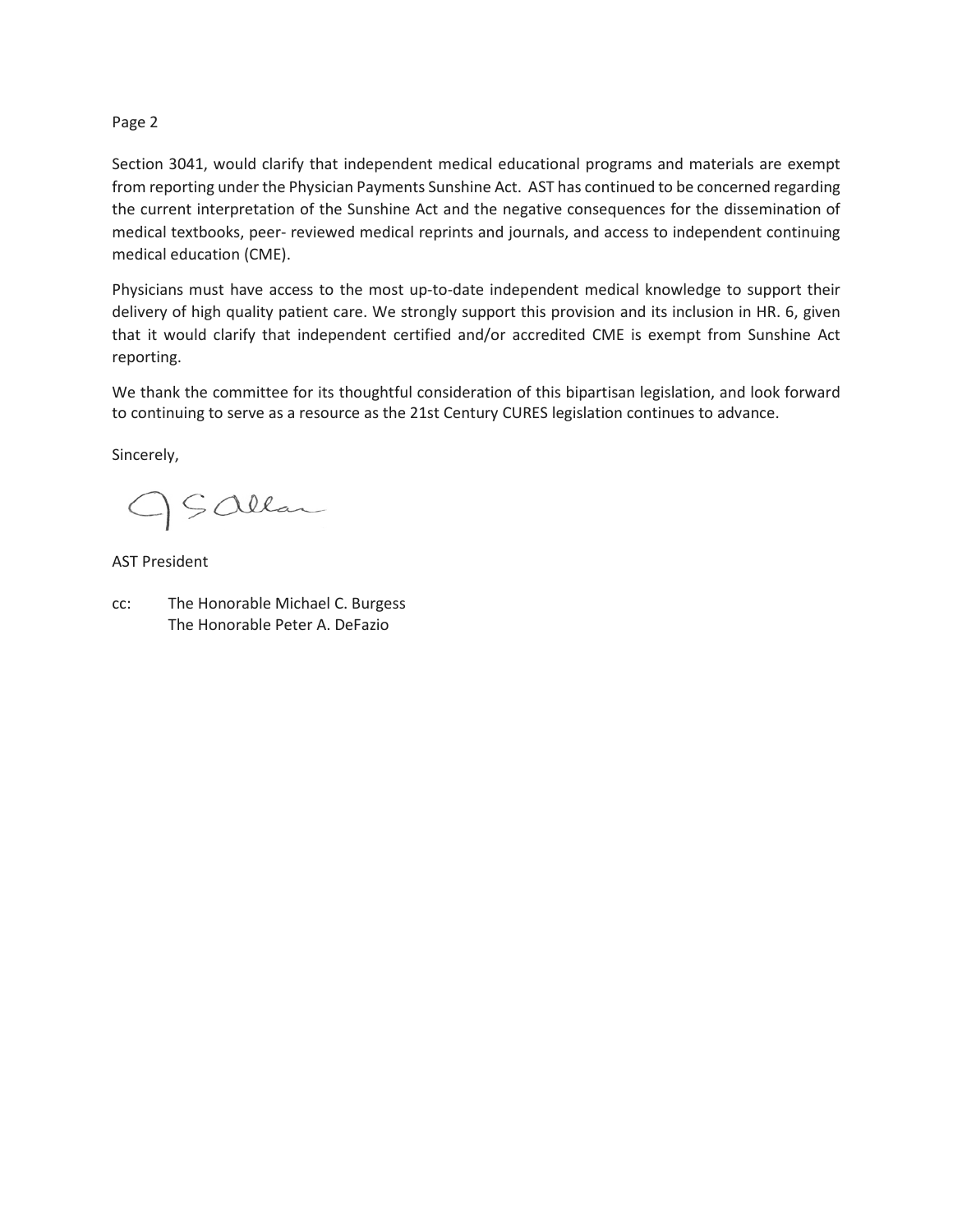Section 3041, would clarify that independent medical educational programs and materials are exempt from reporting under the Physician Payments Sunshine Act. AST has continued to be concerned regarding the current interpretation of the Sunshine Act and the negative consequences for the dissemination of medical textbooks, peer- reviewed medical reprints and journals, and access to independent continuing medical education (CME).

Physicians must have access to the most up-to-date independent medical knowledge to support their delivery of high quality patient care. We strongly support this provision and its inclusion in HR. 6, given that it would clarify that independent certified and/or accredited CME is exempt from Sunshine Act reporting.

We thank the committee for its thoughtful consideration of this bipartisan legislation, and look forward to continuing to serve as a resource as the 21st Century CURES legislation continues to advance.

Sincerely,

AST President

cc: The Honorable Michael C. Burgess
The Honorable Peter A. DeFazio